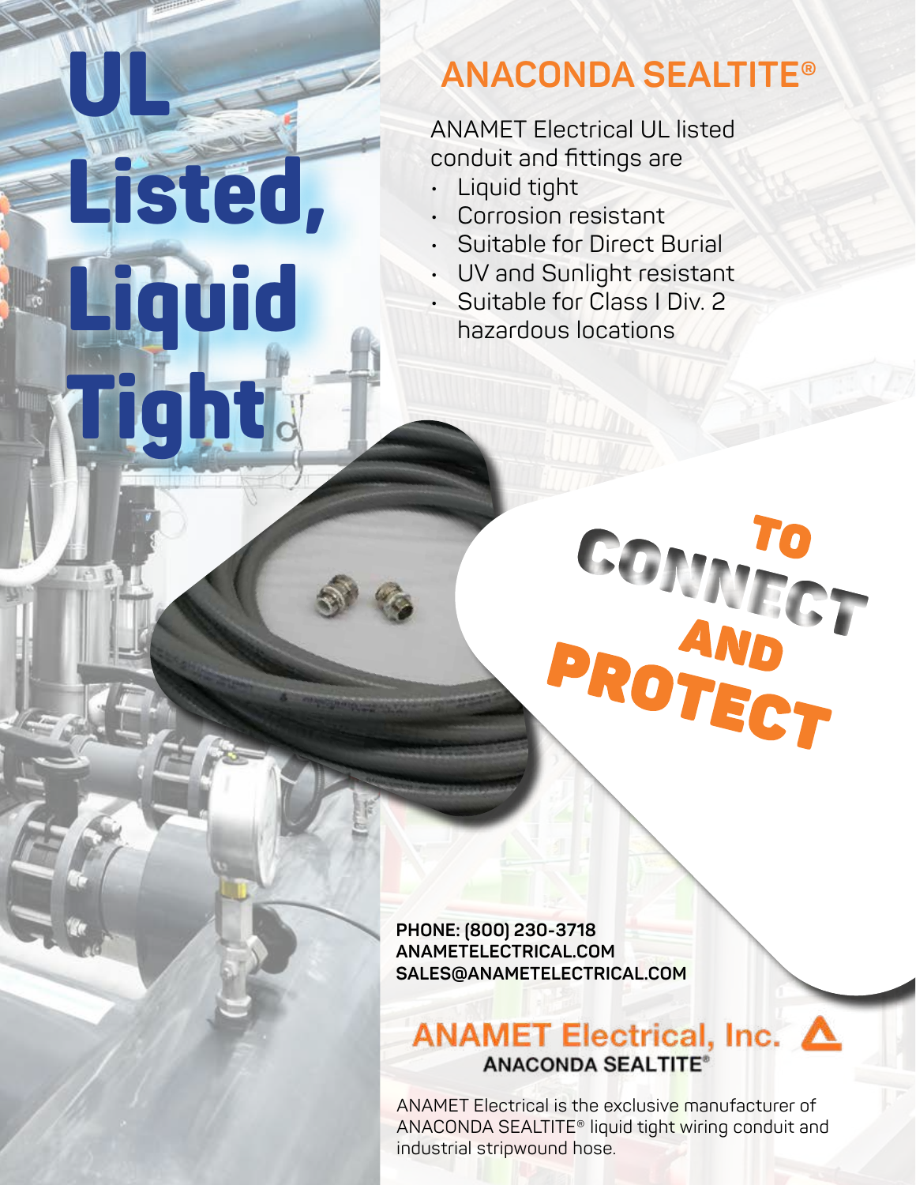# UL Listed, Liquid Tight

## ANACONDA SEALTITE®

ANAMET Electrical UL listed conduit and fittings are

- Liquid tight
- Corrosion resistant
- Suitable for Direct Burial
- UV and Sunlight resistant
- Suitable for Class I Div. 2 hazardous locations

**TO CONNECT AND PROTECT**

**PHONE: (800) 230-3718**
**ANAMETELECTRICAL.COM**
**SALES@ANAMETELECTRICAL.COM**

**ANAMET Electrical, Inc.**
**ANACONDA SEALTITE®**

ANAMET Electrical is the exclusive manufacturer of ANACONDA SEALTITE® liquid tight wiring conduit and industrial stripwound hose.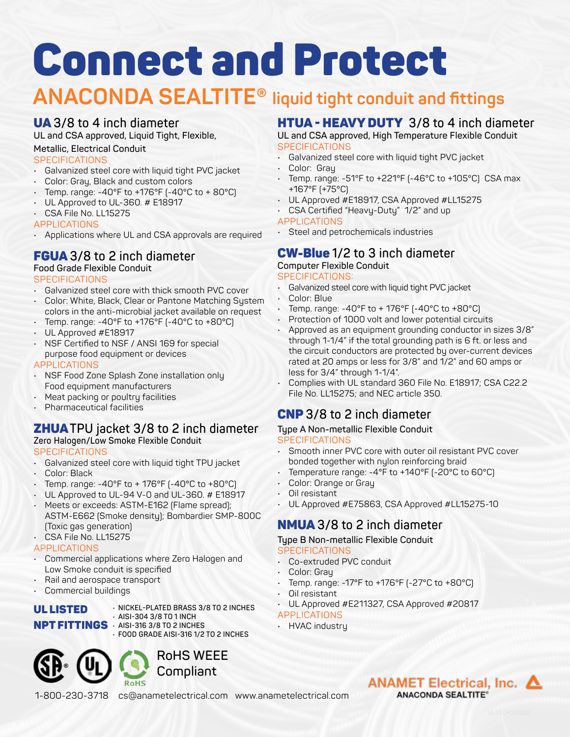# Connect and Protect

## ANACONDA SEALTITE® liquid tight conduit and fittings

### **UA** 3/8 to 4 inch diameter

UL and CSA approved, Liquid Tight, Flexible, Metallic, Electrical Conduit

SPECIFICATIONS

- Galvanized steel core with liquid tight PVC jacket
- Color: Gray, Black and custom colors
- Temp. range: -40°F to +176°F (-40°C to + 80°C)
- UL Approved to UL-360. # E18917
- CSA File No. LL15275

APPLICATIONS

- Applications where UL and CSA approvals are required

### **FGUA** 3/8 to 2 inch diameter

Food Grade Flexible Conduit

SPECIFICATIONS

- Galvanized steel core with thick smooth PVC cover
- Color: White, Black, Clear or Pantone Matching System colors in the anti-microbial jacket available on request
- Temp. range: -40°F to +176°F (-40°C to +80°C)
- UL Approved #E18917
- NSF Certified to NSF / ANSI 169 for special purpose food equipment or devices

APPLICATIONS

- NSF Food Zone Splash Zone installation only Food equipment manufacturers
- Meat packing or poultry facilities
- Pharmaceutical facilities

### **ZHUA** TPU jacket 3/8 to 2 inch diameter

Zero Halogen/Low Smoke Flexible Conduit

SPECIFICATIONS

- Galvanized steel core with liquid tight TPU jacket
- Color: Black
- Temp. range: -40°F to + 176°F (-40°C to +80°C)
- UL Approved to UL-94 V-0 and UL-360. # E18917
- Meets or exceeds: ASTM-E162 (Flame spread); ASTM-E662 (Smoke density); Bombardier SMP-800C (Toxic gas generation)
- CSA File No. LL15275

APPLICATIONS

- Commercial applications where Zero Halogen and Low Smoke conduit is specified
- Rail and aerospace transport
- Commercial buildings

**UL LISTED NPT FITTINGS**

- NICKEL-PLATED BRASS 3/8 TO 2 INCHES
- AISI-304 3/8 TO 1 INCH
- AISI-316 3/8 TO 2 INCHES
- FOOD GRADE AISI-316 1/2 TO 2 INCHES

RoHS WEEE Compliant

### **HTUA - HEAVY DUTY** 3/8 to 4 inch diameter

UL and CSA approved, High Temperature Flexible Conduit

SPECIFICATIONS

- Galvanized steel core with liquid tight PVC jacket
- Color: Gray
- Temp. range: -51°F to +221°F (-46°C to +105°C) CSA max +167°F (+75°C)
- UL Approved #E18917, CSA Approved #LL15275
- CSA Certified "Heavy-Duty" 1/2" and up

APPLICATIONS

- Steel and petrochemicals industries

### **CW-Blue** 1/2 to 3 inch diameter

Computer Flexible Conduit

SPECIFICATIONS:

- Galvanized steel core with liquid tight PVC jacket
- Color: Blue
- Temp. range: -40°F to + 176°F (-40°C to +80°C)
- Protection of 1000 volt and lower potential circuits
- Approved as an equipment grounding conductor in sizes 3/8" through 1-1/4" if the total grounding path is 6 ft. or less and the circuit conductors are protected by over-current devices rated at 20 amps or less for 3/8" and 1/2" and 60 amps or less for 3/4" through 1-1/4".
- Complies with UL standard 360 File No. E18917; CSA C22.2 File No. LL15275; and NEC article 350.

### **CNP** 3/8 to 2 inch diameter

Type A Non-metallic Flexible Conduit

SPECIFICATIONS

- Smooth inner PVC core with outer oil resistant PVC cover bonded together with nylon reinforcing braid
- Temperature range: -4°F to +140°F (-20°C to 60°C)
- Color: Orange or Gray
- Oil resistant
- UL Approved #E75863, CSA Approved #LL15275-10

### **NMUA** 3/8 to 2 inch diameter

Type B Non-metallic Flexible Conduit

SPECIFICATIONS

- Co-extruded PVC conduit
- Color: Gray
- Temp. range: -17°F to +176°F (-27°C to +80°C)
- Oil resistant
- UL Approved #E211327, CSA Approved #20817

APPLICATIONS

- HVAC industry

1-800-230-3718 cs@anametelectrical.com www.anametelectrical.com

ANAMET Electrical, Inc.
ANACONDA SEALTITE®

UL LT 04122022